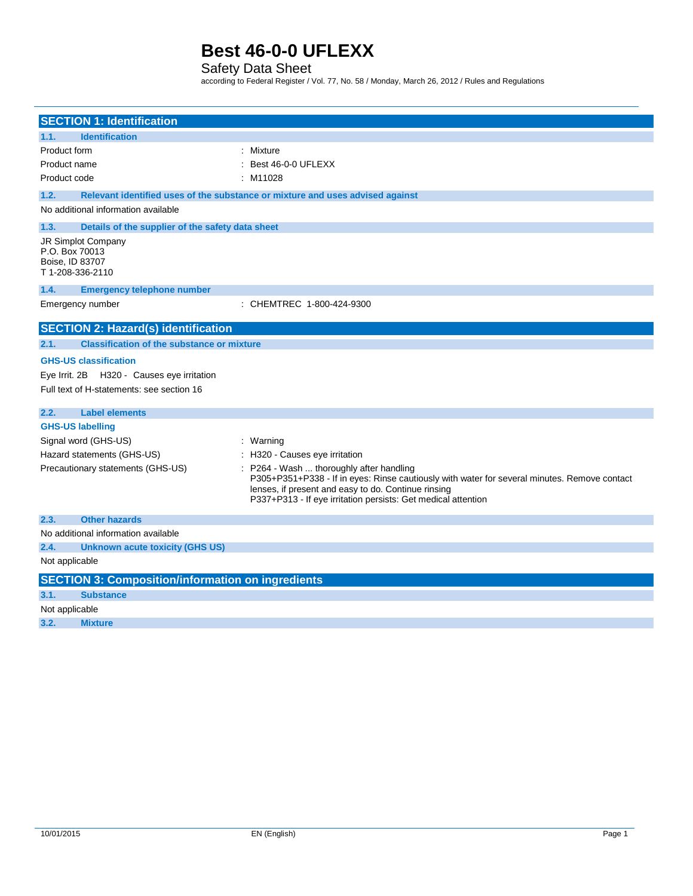# Best 46-0-0 UFLEXX

Safety Data Sheet

according to Federal Register / Vol. 77, No. 58 / Monday, March 26, 2012 / Rules and Regulations

## SECTION 1: Identification

### 1.1. Identification

Product form : Mixture

Product name : Best 46-0-0 UFLEXX

Product code : M11028

### 1.2. Relevant identified uses of the substance or mixture and uses advised against

No additional information available

### 1.3. Details of the supplier of the safety data sheet

JR Simplot Company
P.O. Box 70013
Boise, ID 83707
T 1-208-336-2110

### 1.4. Emergency telephone number

Emergency number : CHEMTREC 1-800-424-9300

## SECTION 2: Hazard(s) identification

### 2.1. Classification of the substance or mixture

**GHS-US classification**

Eye Irrit. 2B H320 - Causes eye irritation

Full text of H-statements: see section 16

### 2.2. Label elements

**GHS-US labelling**

Signal word (GHS-US) : Warning

Hazard statements (GHS-US) : H320 - Causes eye irritation

Precautionary statements (GHS-US) : P264 - Wash ... thoroughly after handling
P305+P351+P338 - If in eyes: Rinse cautiously with water for several minutes. Remove contact lenses, if present and easy to do. Continue rinsing
P337+P313 - If eye irritation persists: Get medical attention

### 2.3. Other hazards

No additional information available

### 2.4. Unknown acute toxicity (GHS US)

Not applicable

## SECTION 3: Composition/information on ingredients

### 3.1. Substance

Not applicable

### 3.2. Mixture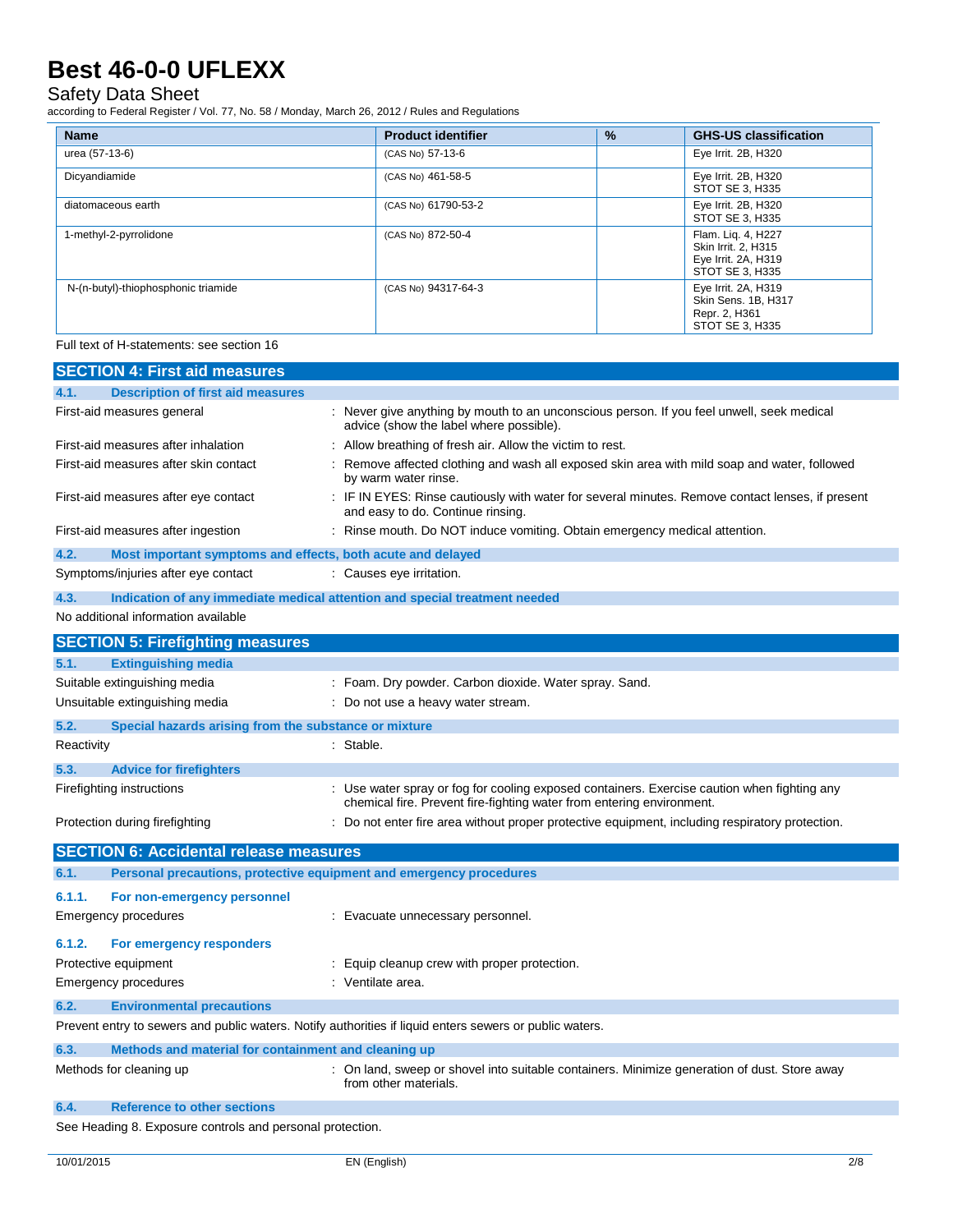| Name | Product identifier | % | GHS-US classification |
|---|---|---|---|
| urea (57-13-6) | (CAS No) 57-13-6 | | Eye Irrit. 2B, H320 |
| Dicyandiamide | (CAS No) 461-58-5 | | Eye Irrit. 2B, H320<br>STOT SE 3, H335 |
| diatomaceous earth | (CAS No) 61790-53-2 | | Eye Irrit. 2B, H320<br>STOT SE 3, H335 |
| 1-methyl-2-pyrrolidone | (CAS No) 872-50-4 | | Flam. Liq. 4, H227<br>Skin Irrit. 2, H315<br>Eye Irrit. 2A, H319<br>STOT SE 3, H335 |
| N-(n-butyl)-thiophosphonic triamide | (CAS No) 94317-64-3 | | Eye Irrit. 2A, H319<br>Skin Sens. 1B, H317<br>Repr. 2, H361<br>STOT SE 3, H335 |

Full text of H-statements: see section 16

## SECTION 4: First aid measures

### 4.1. Description of first aid measures

First-aid measures general : Never give anything by mouth to an unconscious person. If you feel unwell, seek medical advice (show the label where possible).

First-aid measures after inhalation : Allow breathing of fresh air. Allow the victim to rest.

First-aid measures after skin contact : Remove affected clothing and wash all exposed skin area with mild soap and water, followed by warm water rinse.

First-aid measures after eye contact : IF IN EYES: Rinse cautiously with water for several minutes. Remove contact lenses, if present and easy to do. Continue rinsing.

First-aid measures after ingestion : Rinse mouth. Do NOT induce vomiting. Obtain emergency medical attention.

### 4.2. Most important symptoms and effects, both acute and delayed

Symptoms/injuries after eye contact : Causes eye irritation.

### 4.3. Indication of any immediate medical attention and special treatment needed

No additional information available

## SECTION 5: Firefighting measures

### 5.1. Extinguishing media

Suitable extinguishing media : Foam. Dry powder. Carbon dioxide. Water spray. Sand.

Unsuitable extinguishing media : Do not use a heavy water stream.

### 5.2. Special hazards arising from the substance or mixture

Reactivity : Stable.

### 5.3. Advice for firefighters

Firefighting instructions : Use water spray or fog for cooling exposed containers. Exercise caution when fighting any chemical fire. Prevent fire-fighting water from entering environment.

Protection during firefighting : Do not enter fire area without proper protective equipment, including respiratory protection.

## SECTION 6: Accidental release measures

### 6.1. Personal precautions, protective equipment and emergency procedures

#### 6.1.1. For non-emergency personnel

Emergency procedures : Evacuate unnecessary personnel.

#### 6.1.2. For emergency responders

Protective equipment : Equip cleanup crew with proper protection.

Emergency procedures : Ventilate area.

### 6.2. Environmental precautions

Prevent entry to sewers and public waters. Notify authorities if liquid enters sewers or public waters.

### 6.3. Methods and material for containment and cleaning up

Methods for cleaning up : On land, sweep or shovel into suitable containers. Minimize generation of dust. Store away from other materials.

### 6.4. Reference to other sections

See Heading 8. Exposure controls and personal protection.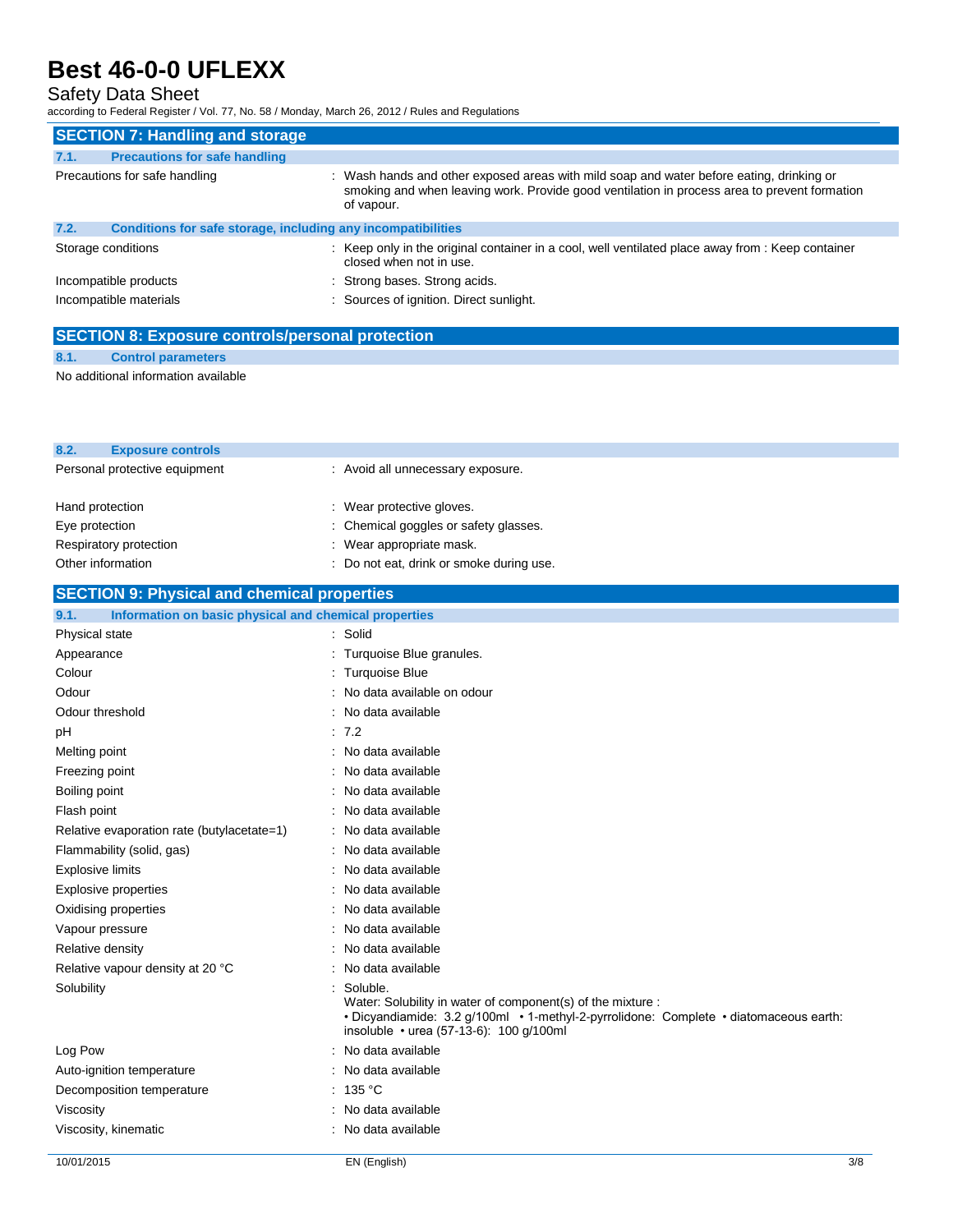## SECTION 7: Handling and storage

### 7.1. Precautions for safe handling

| | |
|---|---|
| Precautions for safe handling | : Wash hands and other exposed areas with mild soap and water before eating, drinking or smoking and when leaving work. Provide good ventilation in process area to prevent formation of vapour. |

### 7.2. Conditions for safe storage, including any incompatibilities

| | |
|---|---|
| Storage conditions | : Keep only in the original container in a cool, well ventilated place away from : Keep container closed when not in use. |
| Incompatible products | : Strong bases. Strong acids. |
| Incompatible materials | : Sources of ignition. Direct sunlight. |

## SECTION 8: Exposure controls/personal protection

### 8.1. Control parameters

No additional information available

### 8.2. Exposure controls

| | |
|---|---|
| Personal protective equipment | : Avoid all unnecessary exposure. |
| Hand protection | : Wear protective gloves. |
| Eye protection | : Chemical goggles or safety glasses. |
| Respiratory protection | : Wear appropriate mask. |
| Other information | : Do not eat, drink or smoke during use. |

## SECTION 9: Physical and chemical properties

### 9.1. Information on basic physical and chemical properties

| | |
|---|---|
| Physical state | : Solid |
| Appearance | : Turquoise Blue granules. |
| Colour | : Turquoise Blue |
| Odour | : No data available on odour |
| Odour threshold | : No data available |
| pH | : 7.2 |
| Melting point | : No data available |
| Freezing point | : No data available |
| Boiling point | : No data available |
| Flash point | : No data available |
| Relative evaporation rate (butylacetate=1) | : No data available |
| Flammability (solid, gas) | : No data available |
| Explosive limits | : No data available |
| Explosive properties | : No data available |
| Oxidising properties | : No data available |
| Vapour pressure | : No data available |
| Relative density | : No data available |
| Relative vapour density at 20 °C | : No data available |
| Solubility | : Soluble. Water: Solubility in water of component(s) of the mixture : • Dicyandiamide: 3.2 g/100ml • 1-methyl-2-pyrrolidone: Complete • diatomaceous earth: insoluble • urea (57-13-6): 100 g/100ml |
| Log Pow | : No data available |
| Auto-ignition temperature | : No data available |
| Decomposition temperature | : 135 °C |
| Viscosity | : No data available |
| Viscosity, kinematic | : No data available |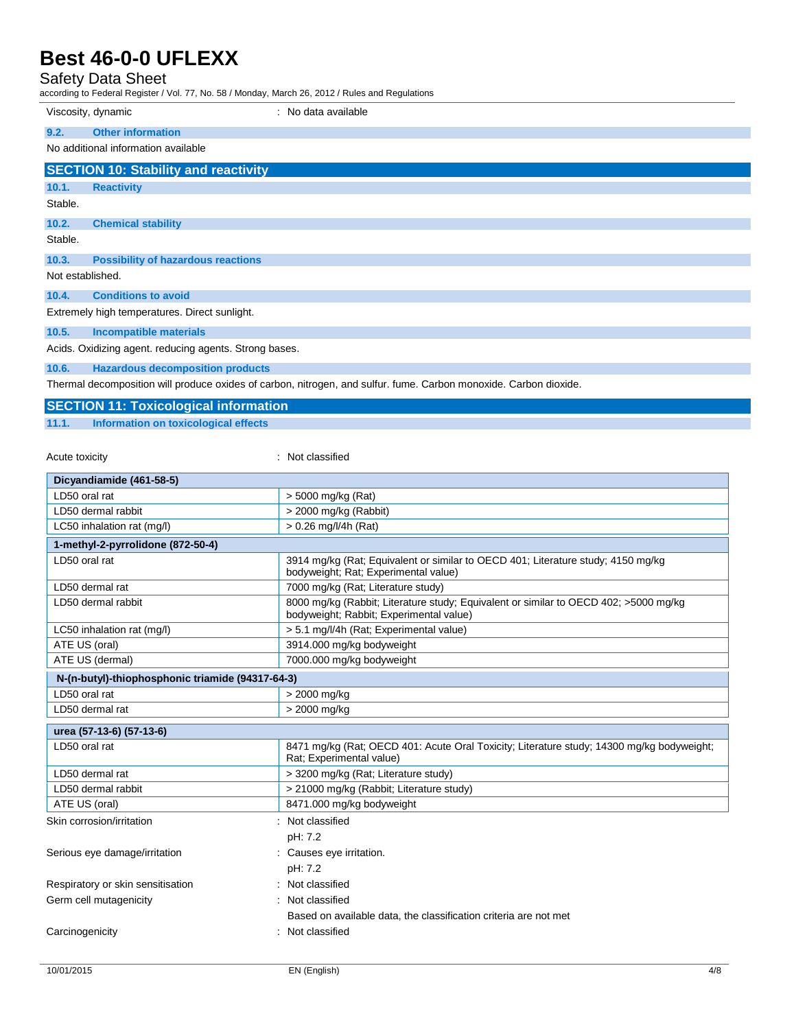Viscosity, dynamic : No data available

### 9.2. Other information

No additional information available

## SECTION 10: Stability and reactivity

### 10.1. Reactivity

Stable.

### 10.2. Chemical stability

Stable.

### 10.3. Possibility of hazardous reactions

Not established.

### 10.4. Conditions to avoid

Extremely high temperatures. Direct sunlight.

### 10.5. Incompatible materials

Acids. Oxidizing agent. reducing agents. Strong bases.

### 10.6. Hazardous decomposition products

Thermal decomposition will produce oxides of carbon, nitrogen, and sulfur. fume. Carbon monoxide. Carbon dioxide.

## SECTION 11: Toxicological information

### 11.1. Information on toxicological effects

Acute toxicity : Not classified

| Dicyandiamide (461-58-5) | |
|---|---|
| LD50 oral rat | > 5000 mg/kg (Rat) |
| LD50 dermal rabbit | > 2000 mg/kg (Rabbit) |
| LC50 inhalation rat (mg/l) | > 0.26 mg/l/4h (Rat) |

| 1-methyl-2-pyrrolidone (872-50-4) | |
|---|---|
| LD50 oral rat | 3914 mg/kg (Rat; Equivalent or similar to OECD 401; Literature study; 4150 mg/kg bodyweight; Rat; Experimental value) |
| LD50 dermal rat | 7000 mg/kg (Rat; Literature study) |
| LD50 dermal rabbit | 8000 mg/kg (Rabbit; Literature study; Equivalent or similar to OECD 402; >5000 mg/kg bodyweight; Rabbit; Experimental value) |
| LC50 inhalation rat (mg/l) | > 5.1 mg/l/4h (Rat; Experimental value) |
| ATE US (oral) | 3914.000 mg/kg bodyweight |
| ATE US (dermal) | 7000.000 mg/kg bodyweight |

| N-(n-butyl)-thiophosphonic triamide (94317-64-3) | |
|---|---|
| LD50 oral rat | > 2000 mg/kg |
| LD50 dermal rat | > 2000 mg/kg |

| urea (57-13-6) (57-13-6) | |
|---|---|
| LD50 oral rat | 8471 mg/kg (Rat; OECD 401: Acute Oral Toxicity; Literature study; 14300 mg/kg bodyweight; Rat; Experimental value) |
| LD50 dermal rat | > 3200 mg/kg (Rat; Literature study) |
| LD50 dermal rabbit | > 21000 mg/kg (Rabbit; Literature study) |
| ATE US (oral) | 8471.000 mg/kg bodyweight |

Skin corrosion/irritation : Not classified

pH: 7.2

Serious eye damage/irritation : Causes eye irritation.

pH: 7.2

Respiratory or skin sensitisation : Not classified

Germ cell mutagenicity : Not classified

Based on available data, the classification criteria are not met

Carcinogenicity : Not classified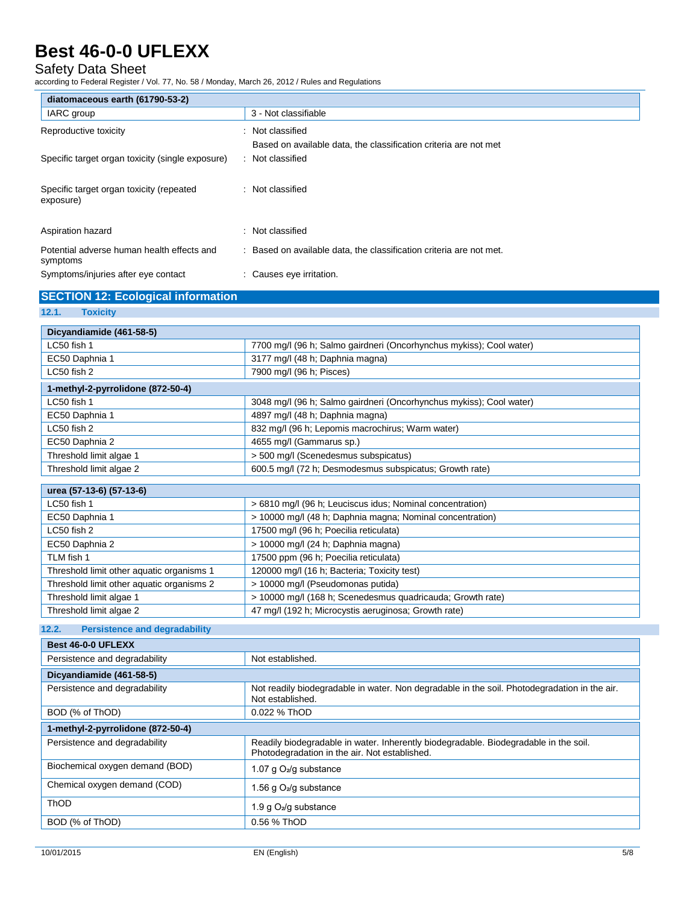| diatomaceous earth (61790-53-2) | |
|---|---|
| IARC group | 3 - Not classifiable |

Reproductive toxicity : Not classified

Based on available data, the classification criteria are not met

Specific target organ toxicity (single exposure) : Not classified

Specific target organ toxicity (repeated exposure) : Not classified

Aspiration hazard : Not classified

Potential adverse human health effects and symptoms : Based on available data, the classification criteria are not met.

Symptoms/injuries after eye contact : Causes eye irritation.

## SECTION 12: Ecological information

### 12.1. Toxicity

| Dicyandiamide (461-58-5) | |
|---|---|
| LC50 fish 1 | 7700 mg/l (96 h; Salmo gairdneri (Oncorhynchus mykiss); Cool water) |
| EC50 Daphnia 1 | 3177 mg/l (48 h; Daphnia magna) |
| LC50 fish 2 | 7900 mg/l (96 h; Pisces) |
| **1-methyl-2-pyrrolidone (872-50-4)** | |
| LC50 fish 1 | 3048 mg/l (96 h; Salmo gairdneri (Oncorhynchus mykiss); Cool water) |
| EC50 Daphnia 1 | 4897 mg/l (48 h; Daphnia magna) |
| LC50 fish 2 | 832 mg/l (96 h; Lepomis macrochirus; Warm water) |
| EC50 Daphnia 2 | 4655 mg/l (Gammarus sp.) |
| Threshold limit algae 1 | > 500 mg/l (Scenedesmus subspicatus) |
| Threshold limit algae 2 | 600.5 mg/l (72 h; Desmodesmus subspicatus; Growth rate) |

| urea (57-13-6) (57-13-6) | |
|---|---|
| LC50 fish 1 | > 6810 mg/l (96 h; Leuciscus idus; Nominal concentration) |
| EC50 Daphnia 1 | > 10000 mg/l (48 h; Daphnia magna; Nominal concentration) |
| LC50 fish 2 | 17500 mg/l (96 h; Poecilia reticulata) |
| EC50 Daphnia 2 | > 10000 mg/l (24 h; Daphnia magna) |
| TLM fish 1 | 17500 ppm (96 h; Poecilia reticulata) |
| Threshold limit other aquatic organisms 1 | 120000 mg/l (16 h; Bacteria; Toxicity test) |
| Threshold limit other aquatic organisms 2 | > 10000 mg/l (Pseudomonas putida) |
| Threshold limit algae 1 | > 10000 mg/l (168 h; Scenedesmus quadricauda; Growth rate) |
| Threshold limit algae 2 | 47 mg/l (192 h; Microcystis aeruginosa; Growth rate) |

### 12.2. Persistence and degradability

| Best 46-0-0 UFLEXX | |
|---|---|
| Persistence and degradability | Not established. |
| **Dicyandiamide (461-58-5)** | |
| Persistence and degradability | Not readily biodegradable in water. Non degradable in the soil. Photodegradation in the air. Not established. |
| BOD (% of ThOD) | 0.022 % ThOD |
| **1-methyl-2-pyrrolidone (872-50-4)** | |
| Persistence and degradability | Readily biodegradable in water. Inherently biodegradable. Biodegradable in the soil. Photodegradation in the air. Not established. |
| Biochemical oxygen demand (BOD) | 1.07 g $O_2$/g substance |
| Chemical oxygen demand (COD) | 1.56 g $O_2$/g substance |
| ThOD | 1.9 g $O_2$/g substance |
| BOD (% of ThOD) | 0.56 % ThOD |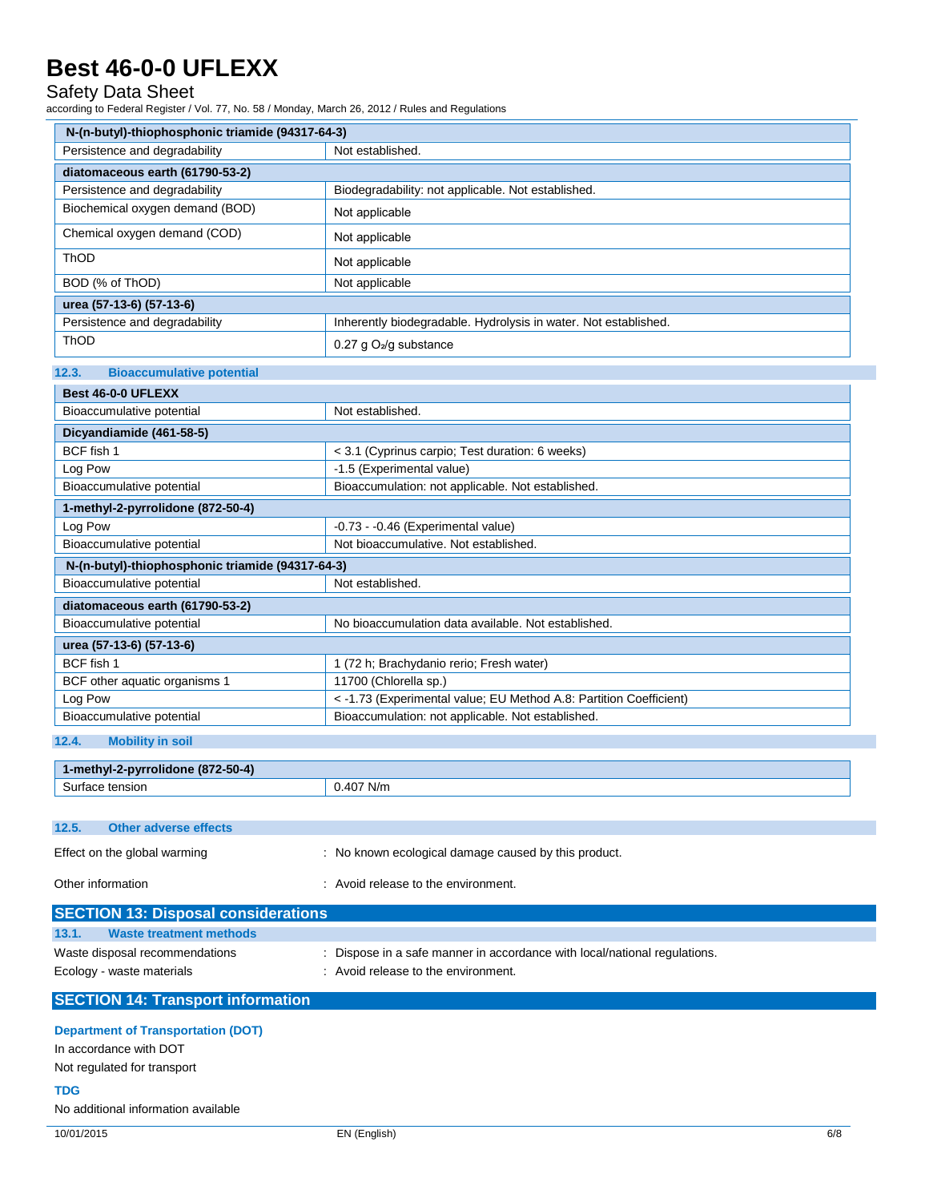| N-(n-butyl)-thiophosphonic triamide (94317-64-3) | |
|---|---|
| Persistence and degradability | Not established. |
| **diatomaceous earth (61790-53-2)** | |
| Persistence and degradability | Biodegradability: not applicable. Not established. |
| Biochemical oxygen demand (BOD) | Not applicable |
| Chemical oxygen demand (COD) | Not applicable |
| ThOD | Not applicable |
| BOD (% of ThOD) | Not applicable |
| **urea (57-13-6) (57-13-6)** | |
| Persistence and degradability | Inherently biodegradable. Hydrolysis in water. Not established. |
| ThOD | 0.27 g $O_2$/g substance |

### 12.3. Bioaccumulative potential

| Best 46-0-0 UFLEXX | |
|---|---|
| Bioaccumulative potential | Not established. |
| **Dicyandiamide (461-58-5)** | |
| BCF fish 1 | < 3.1 (Cyprinus carpio; Test duration: 6 weeks) |
| Log Pow | -1.5 (Experimental value) |
| Bioaccumulative potential | Bioaccumulation: not applicable. Not established. |
| **1-methyl-2-pyrrolidone (872-50-4)** | |
| Log Pow | -0.73 - -0.46 (Experimental value) |
| Bioaccumulative potential | Not bioaccumulative. Not established. |
| **N-(n-butyl)-thiophosphonic triamide (94317-64-3)** | |
| Bioaccumulative potential | Not established. |
| **diatomaceous earth (61790-53-2)** | |
| Bioaccumulative potential | No bioaccumulation data available. Not established. |
| **urea (57-13-6) (57-13-6)** | |
| BCF fish 1 | 1 (72 h; Brachydanio rerio; Fresh water) |
| BCF other aquatic organisms 1 | 11700 (Chlorella sp.) |
| Log Pow | < -1.73 (Experimental value; EU Method A.8: Partition Coefficient) |
| Bioaccumulative potential | Bioaccumulation: not applicable. Not established. |

### 12.4. Mobility in soil

| 1-methyl-2-pyrrolidone (872-50-4) | |
|---|---|
| Surface tension | 0.407 N/m |

### 12.5. Other adverse effects

Effect on the global warming : No known ecological damage caused by this product.

Other information : Avoid release to the environment.

## SECTION 13: Disposal considerations

### 13.1. Waste treatment methods

Waste disposal recommendations : Dispose in a safe manner in accordance with local/national regulations.

Ecology - waste materials : Avoid release to the environment.

## SECTION 14: Transport information

**Department of Transportation (DOT)**

In accordance with DOT

Not regulated for transport

**TDG**

No additional information available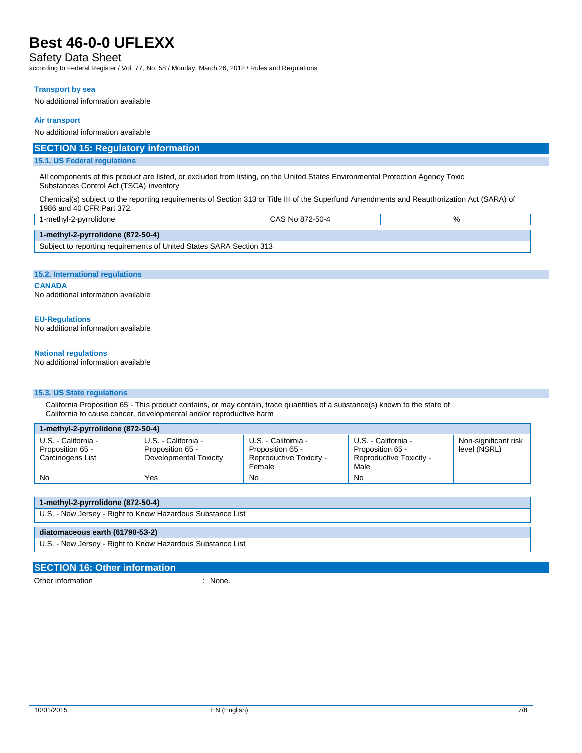#### Transport by sea

No additional information available

#### Air transport

No additional information available

## SECTION 15: Regulatory information

### 15.1. US Federal regulations

All components of this product are listed, or excluded from listing, on the United States Environmental Protection Agency Toxic Substances Control Act (TSCA) inventory

Chemical(s) subject to the reporting requirements of Section 313 or Title III of the Superfund Amendments and Reauthorization Act (SARA) of 1986 and 40 CFR Part 372.

| 1-methyl-2-pyrrolidone | CAS No 872-50-4 | % |
|---|---|---|

| **1-methyl-2-pyrrolidone (872-50-4)** |
|---|
| Subject to reporting requirements of United States SARA Section 313 |

### 15.2. International regulations

#### CANADA

No additional information available

#### EU-Regulations

No additional information available

#### National regulations

No additional information available

### 15.3. US State regulations

California Proposition 65 - This product contains, or may contain, trace quantities of a substance(s) known to the state of California to cause cancer, developmental and/or reproductive harm

| **1-methyl-2-pyrrolidone (872-50-4)** | | | | |
|---|---|---|---|---|
| U.S. - California - Proposition 65 - Carcinogens List | U.S. - California - Proposition 65 - Developmental Toxicity | U.S. - California - Proposition 65 - Reproductive Toxicity - Female | U.S. - California - Proposition 65 - Reproductive Toxicity - Male | Non-significant risk level (NSRL) |
| No | Yes | No | No | |

| **1-methyl-2-pyrrolidone (872-50-4)** |
|---|
| U.S. - New Jersey - Right to Know Hazardous Substance List |

| **diatomaceous earth (61790-53-2)** |
|---|
| U.S. - New Jersey - Right to Know Hazardous Substance List |

## SECTION 16: Other information

Other information : None.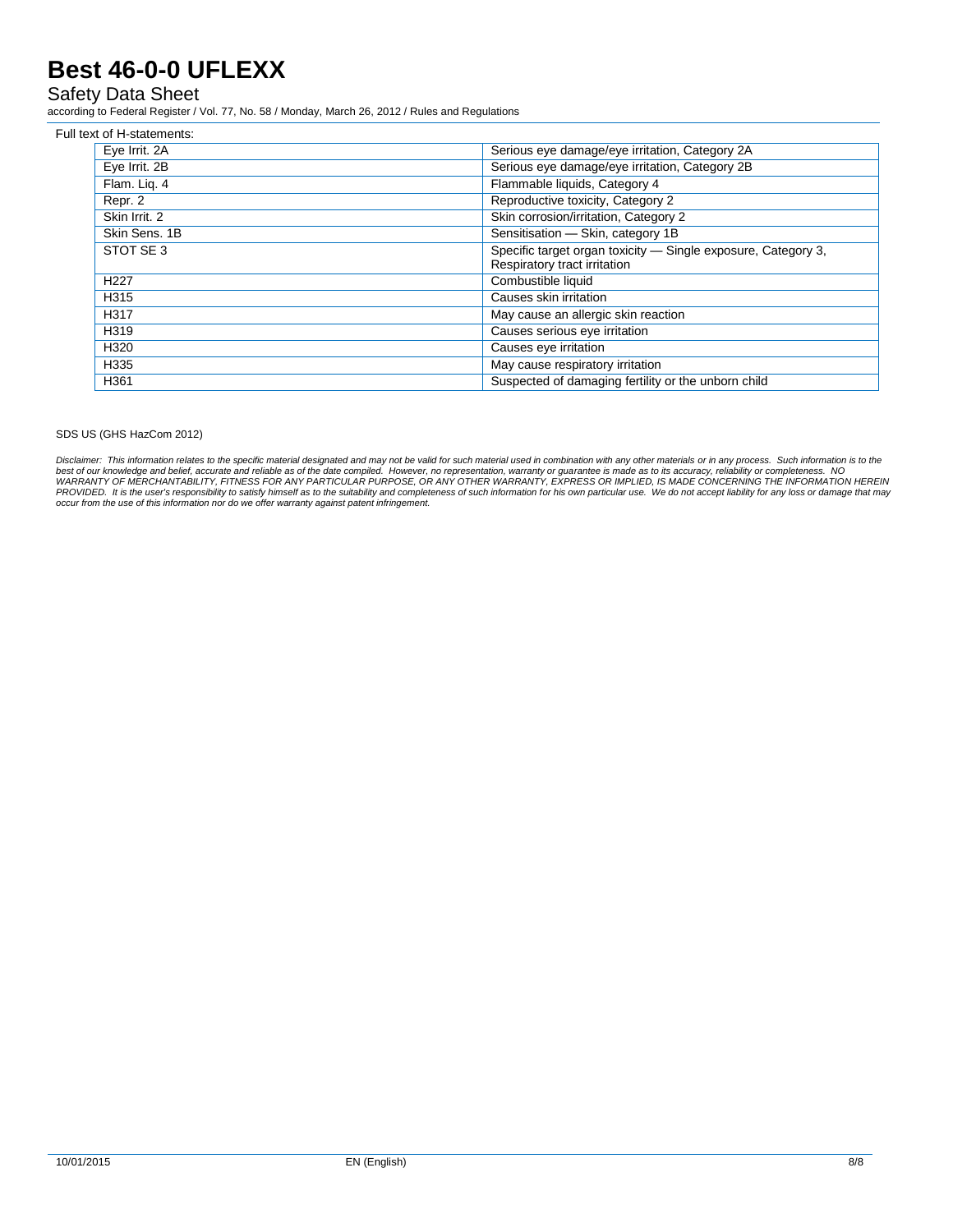Full text of H-statements:

| | |
|---|---|
| Eye Irrit. 2A | Serious eye damage/eye irritation, Category 2A |
| Eye Irrit. 2B | Serious eye damage/eye irritation, Category 2B |
| Flam. Liq. 4 | Flammable liquids, Category 4 |
| Repr. 2 | Reproductive toxicity, Category 2 |
| Skin Irrit. 2 | Skin corrosion/irritation, Category 2 |
| Skin Sens. 1B | Sensitisation — Skin, category 1B |
| STOT SE 3 | Specific target organ toxicity — Single exposure, Category 3, Respiratory tract irritation |
| H227 | Combustible liquid |
| H315 | Causes skin irritation |
| H317 | May cause an allergic skin reaction |
| H319 | Causes serious eye irritation |
| H320 | Causes eye irritation |
| H335 | May cause respiratory irritation |
| H361 | Suspected of damaging fertility or the unborn child |

SDS US (GHS HazCom 2012)

*Disclaimer: This information relates to the specific material designated and may not be valid for such material used in combination with any other materials or in any process. Such information is to the best of our knowledge and belief, accurate and reliable as of the date compiled. However, no representation, warranty or guarantee is made as to its accuracy, reliability or completeness. NO WARRANTY OF MERCHANTABILITY, FITNESS FOR ANY PARTICULAR PURPOSE, OR ANY OTHER WARRANTY, EXPRESS OR IMPLIED, IS MADE CONCERNING THE INFORMATION HEREIN PROVIDED. It is the user's responsibility to satisfy himself as to the suitability and completeness of such information for his own particular use. We do not accept liability for any loss or damage that may occur from the use of this information nor do we offer warranty against patent infringement.*